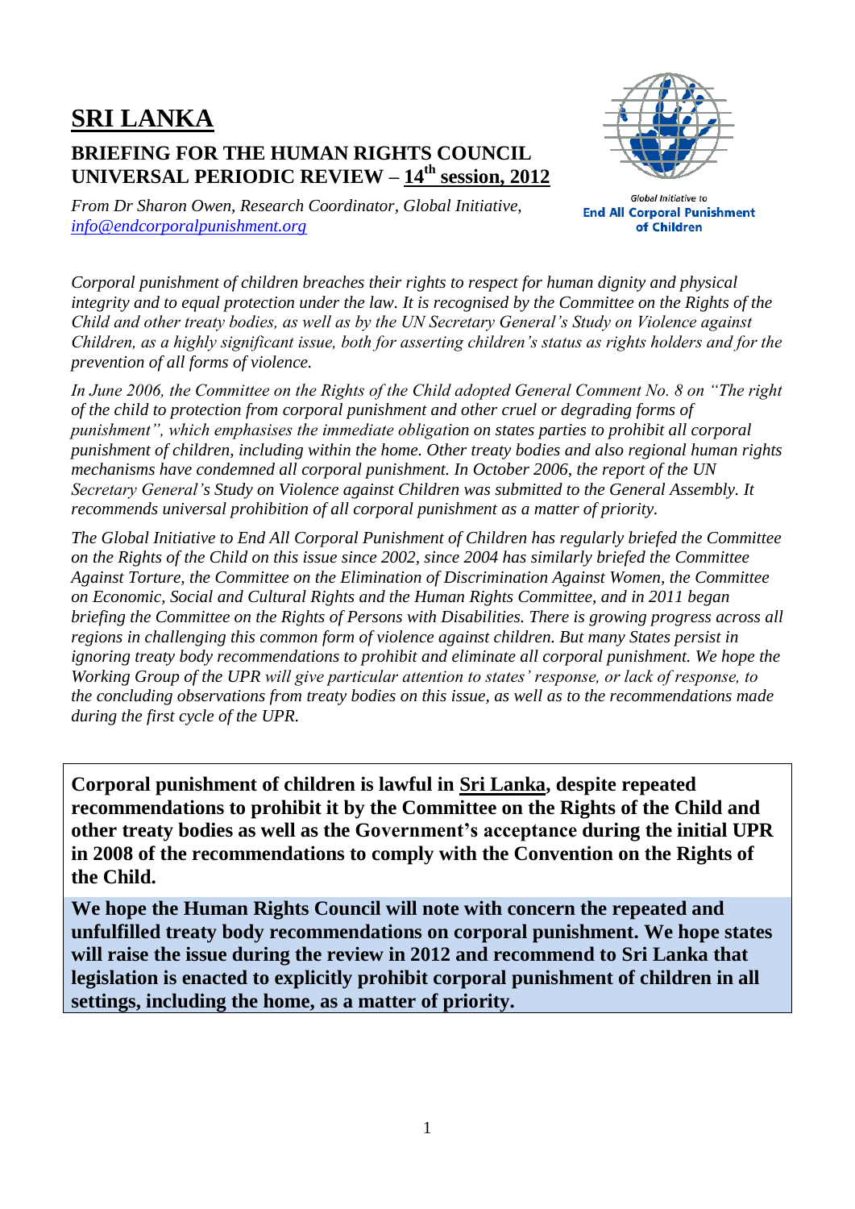# SRI LANKA

## BRIEFING FOR THE HUMAN RIGHTS COUNCIL UNIVERSAL PERIODIC REVIEW – 14th session, 2012

*From Dr Sharon Owen, Research Coordinator, Global Initiative, info@endcorporalpunishment.org*

Global Initiative to **End All Corporal Punishment of Children**

*Corporal punishment of children breaches their rights to respect for human dignity and physical integrity and to equal protection under the law. It is recognised by the Committee on the Rights of the Child and other treaty bodies, as well as by the UN Secretary General's Study on Violence against Children, as a highly significant issue, both for asserting children's status as rights holders and for the prevention of all forms of violence.*

*In June 2006, the Committee on the Rights of the Child adopted General Comment No. 8 on "The right of the child to protection from corporal punishment and other cruel or degrading forms of punishment", which emphasises the immediate obligation on states parties to prohibit all corporal punishment of children, including within the home. Other treaty bodies and also regional human rights mechanisms have condemned all corporal punishment. In October 2006, the report of the UN Secretary General's Study on Violence against Children was submitted to the General Assembly. It recommends universal prohibition of all corporal punishment as a matter of priority.*

*The Global Initiative to End All Corporal Punishment of Children has regularly briefed the Committee on the Rights of the Child on this issue since 2002, since 2004 has similarly briefed the Committee Against Torture, the Committee on the Elimination of Discrimination Against Women, the Committee on Economic, Social and Cultural Rights and the Human Rights Committee, and in 2011 began briefing the Committee on the Rights of Persons with Disabilities. There is growing progress across all regions in challenging this common form of violence against children. But many States persist in ignoring treaty body recommendations to prohibit and eliminate all corporal punishment. We hope the Working Group of the UPR will give particular attention to states' response, or lack of response, to the concluding observations from treaty bodies on this issue, as well as to the recommendations made during the first cycle of the UPR.*

**Corporal punishment of children is lawful in Sri Lanka, despite repeated recommendations to prohibit it by the Committee on the Rights of the Child and other treaty bodies as well as the Government's acceptance during the initial UPR in 2008 of the recommendations to comply with the Convention on the Rights of the Child.**

**We hope the Human Rights Council will note with concern the repeated and unfulfilled treaty body recommendations on corporal punishment. We hope states will raise the issue during the review in 2012 and recommend to Sri Lanka that legislation is enacted to explicitly prohibit corporal punishment of children in all settings, including the home, as a matter of priority.**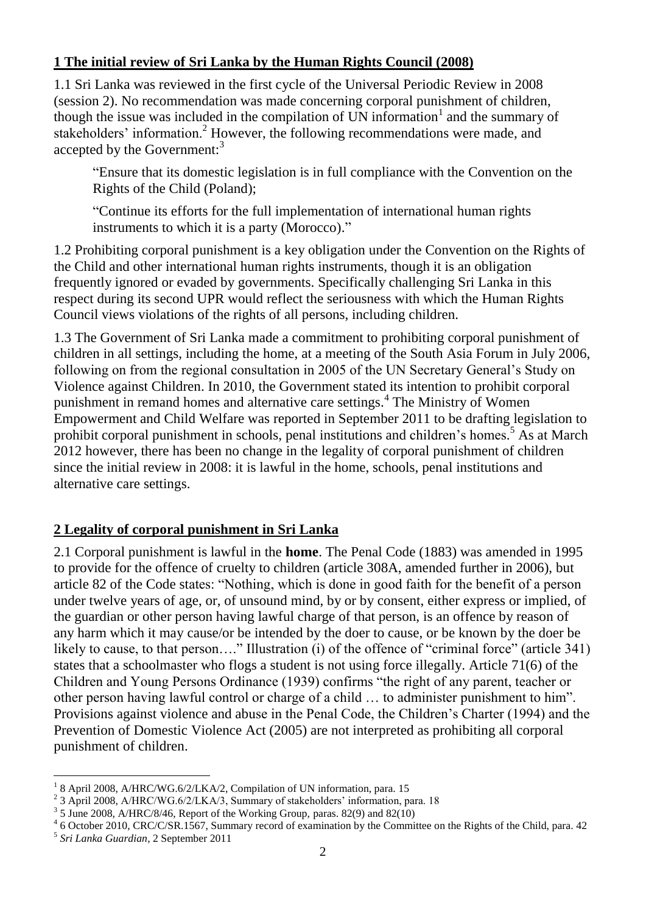## 1 The initial review of Sri Lanka by the Human Rights Council (2008)

1.1 Sri Lanka was reviewed in the first cycle of the Universal Periodic Review in 2008 (session 2). No recommendation was made concerning corporal punishment of children, though the issue was included in the compilation of UN information[1] and the summary of stakeholders' information.[2] However, the following recommendations were made, and accepted by the Government:[3]

> "Ensure that its domestic legislation is in full compliance with the Convention on the Rights of the Child (Poland);
>
> "Continue its efforts for the full implementation of international human rights instruments to which it is a party (Morocco)."

1.2 Prohibiting corporal punishment is a key obligation under the Convention on the Rights of the Child and other international human rights instruments, though it is an obligation frequently ignored or evaded by governments. Specifically challenging Sri Lanka in this respect during its second UPR would reflect the seriousness with which the Human Rights Council views violations of the rights of all persons, including children.

1.3 The Government of Sri Lanka made a commitment to prohibiting corporal punishment of children in all settings, including the home, at a meeting of the South Asia Forum in July 2006, following on from the regional consultation in 2005 of the UN Secretary General's Study on Violence against Children. In 2010, the Government stated its intention to prohibit corporal punishment in remand homes and alternative care settings.[4] The Ministry of Women Empowerment and Child Welfare was reported in September 2011 to be drafting legislation to prohibit corporal punishment in schools, penal institutions and children's homes.[5] As at March 2012 however, there has been no change in the legality of corporal punishment of children since the initial review in 2008: it is lawful in the home, schools, penal institutions and alternative care settings.

## 2 Legality of corporal punishment in Sri Lanka

2.1 Corporal punishment is lawful in the **home**. The Penal Code (1883) was amended in 1995 to provide for the offence of cruelty to children (article 308A, amended further in 2006), but article 82 of the Code states: "Nothing, which is done in good faith for the benefit of a person under twelve years of age, or, of unsound mind, by or by consent, either express or implied, of the guardian or other person having lawful charge of that person, is an offence by reason of any harm which it may cause/or be intended by the doer to cause, or be known by the doer be likely to cause, to that person…." Illustration (i) of the offence of "criminal force" (article 341) states that a schoolmaster who flogs a student is not using force illegally. Article 71(6) of the Children and Young Persons Ordinance (1939) confirms "the right of any parent, teacher or other person having lawful control or charge of a child … to administer punishment to him". Provisions against violence and abuse in the Penal Code, the Children's Charter (1994) and the Prevention of Domestic Violence Act (2005) are not interpreted as prohibiting all corporal punishment of children.

---

[1] 8 April 2008, A/HRC/WG.6/2/LKA/2, Compilation of UN information, para. 15

[2] 3 April 2008, A/HRC/WG.6/2/LKA/3, Summary of stakeholders' information, para. 18

[3] 5 June 2008, A/HRC/8/46, Report of the Working Group, paras. 82(9) and 82(10)

[4] 6 October 2010, CRC/C/SR.1567, Summary record of examination by the Committee on the Rights of the Child, para. 42

[5] *Sri Lanka Guardian*, 2 September 2011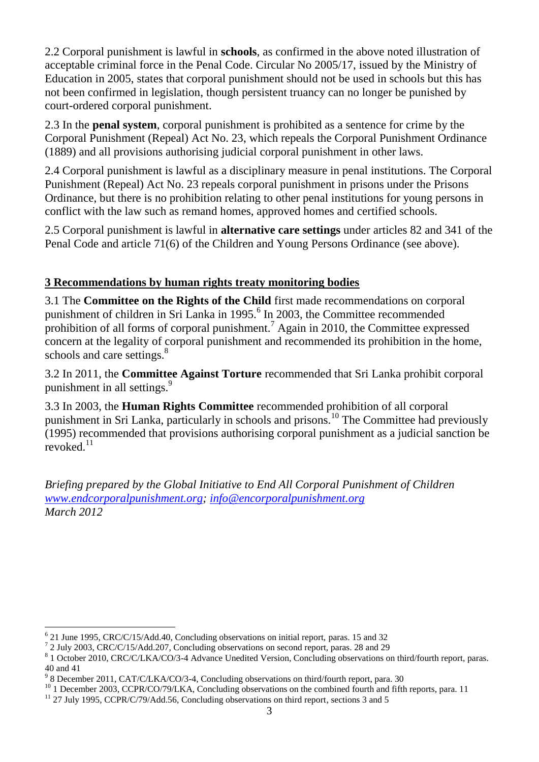2.2 Corporal punishment is lawful in **schools**, as confirmed in the above noted illustration of acceptable criminal force in the Penal Code. Circular No 2005/17, issued by the Ministry of Education in 2005, states that corporal punishment should not be used in schools but this has not been confirmed in legislation, though persistent truancy can no longer be punished by court-ordered corporal punishment.

2.3 In the **penal system**, corporal punishment is prohibited as a sentence for crime by the Corporal Punishment (Repeal) Act No. 23, which repeals the Corporal Punishment Ordinance (1889) and all provisions authorising judicial corporal punishment in other laws.

2.4 Corporal punishment is lawful as a disciplinary measure in penal institutions. The Corporal Punishment (Repeal) Act No. 23 repeals corporal punishment in prisons under the Prisons Ordinance, but there is no prohibition relating to other penal institutions for young persons in conflict with the law such as remand homes, approved homes and certified schools.

2.5 Corporal punishment is lawful in **alternative care settings** under articles 82 and 341 of the Penal Code and article 71(6) of the Children and Young Persons Ordinance (see above).

## 3 Recommendations by human rights treaty monitoring bodies

3.1 The **Committee on the Rights of the Child** first made recommendations on corporal punishment of children in Sri Lanka in 1995.[6] In 2003, the Committee recommended prohibition of all forms of corporal punishment.[7] Again in 2010, the Committee expressed concern at the legality of corporal punishment and recommended its prohibition in the home, schools and care settings.[8]

3.2 In 2011, the **Committee Against Torture** recommended that Sri Lanka prohibit corporal punishment in all settings.[9]

3.3 In 2003, the **Human Rights Committee** recommended prohibition of all corporal punishment in Sri Lanka, particularly in schools and prisons.[10] The Committee had previously (1995) recommended that provisions authorising corporal punishment as a judicial sanction be revoked.[11]

*Briefing prepared by the Global Initiative to End All Corporal Punishment of Children*
*www.endcorporalpunishment.org; info@encorporalpunishment.org*
*March 2012*

---

[6] 21 June 1995, CRC/C/15/Add.40, Concluding observations on initial report, paras. 15 and 32

[7] 2 July 2003, CRC/C/15/Add.207, Concluding observations on second report, paras. 28 and 29

[8] 1 October 2010, CRC/C/LKA/CO/3-4 Advance Unedited Version, Concluding observations on third/fourth report, paras. 40 and 41

[9] 8 December 2011, CAT/C/LKA/CO/3-4, Concluding observations on third/fourth report, para. 30

[10] 1 December 2003, CCPR/CO/79/LKA, Concluding observations on the combined fourth and fifth reports, para. 11

[11] 27 July 1995, CCPR/C/79/Add.56, Concluding observations on third report, sections 3 and 5